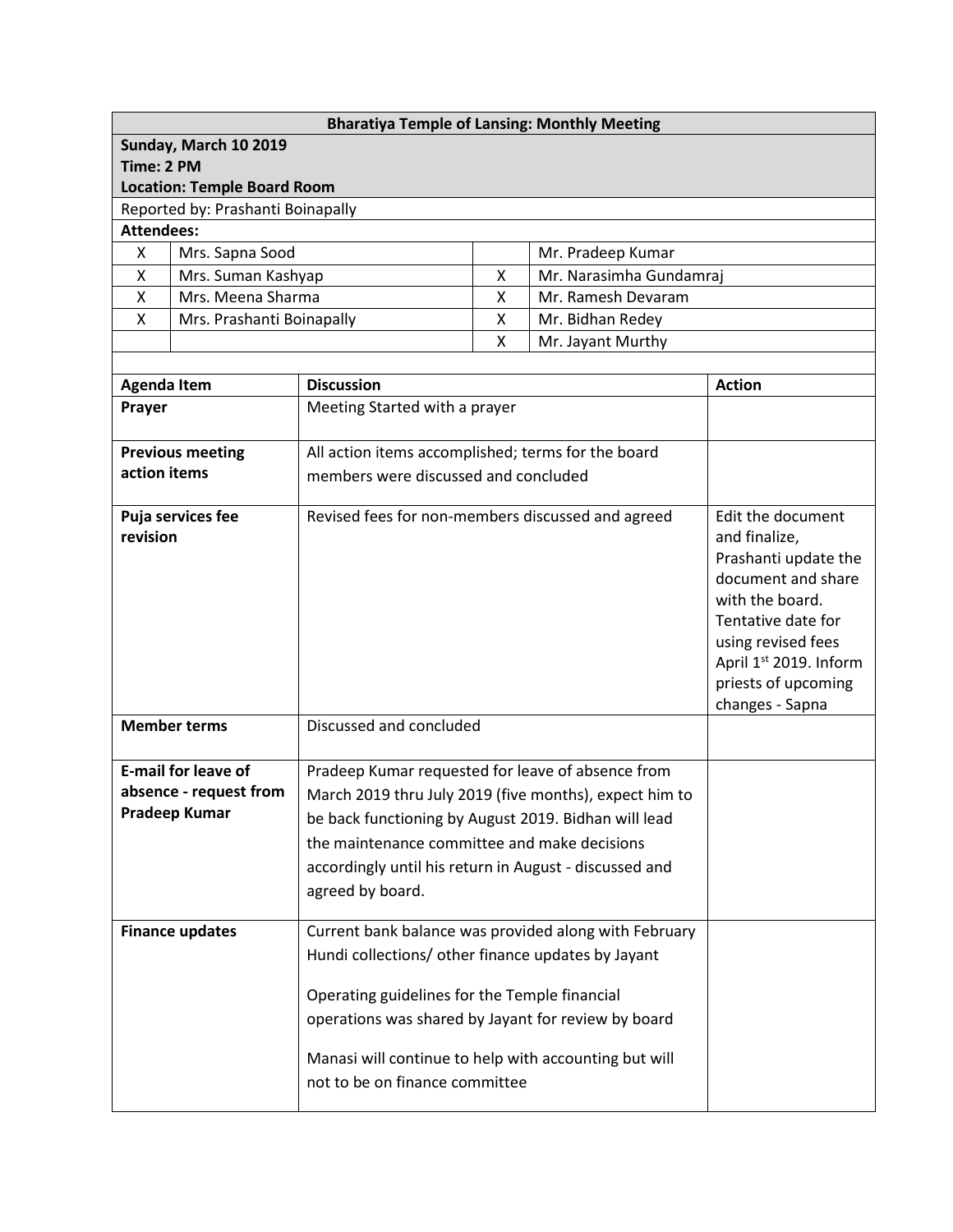**Bharatiya Temple of Lansing: Monthly Meeting**

**Sunday, March 10 2019**
**Time: 2 PM**
**Location: Temple Board Room**

Reported by: Prashanti Boinapally

**Attendees:**

| | | | |
|---|---|---|---|
| X | Mrs. Sapna Sood | | Mr. Pradeep Kumar |
| X | Mrs. Suman Kashyap | X | Mr. Narasimha Gundamraj |
| X | Mrs. Meena Sharma | X | Mr. Ramesh Devaram |
| X | Mrs. Prashanti Boinapally | X | Mr. Bidhan Redey |
| | | X | Mr. Jayant Murthy |

| Agenda Item | Discussion | Action |
|---|---|---|
| **Prayer** | Meeting Started with a prayer | |
| **Previous meeting action items** | All action items accomplished; terms for the board members were discussed and concluded | |
| **Puja services fee revision** | Revised fees for non-members discussed and agreed | Edit the document and finalize, Prashanti update the document and share with the board. Tentative date for using revised fees April 1st 2019. Inform priests of upcoming changes - Sapna |
| **Member terms** | Discussed and concluded | |
| **E-mail for leave of absence - request from Pradeep Kumar** | Pradeep Kumar requested for leave of absence from March 2019 thru July 2019 (five months), expect him to be back functioning by August 2019. Bidhan will lead the maintenance committee and make decisions accordingly until his return in August - discussed and agreed by board. | |
| **Finance updates** | Current bank balance was provided along with February Hundi collections/ other finance updates by Jayant<br><br>Operating guidelines for the Temple financial operations was shared by Jayant for review by board<br><br>Manasi will continue to help with accounting but will not to be on finance committee | |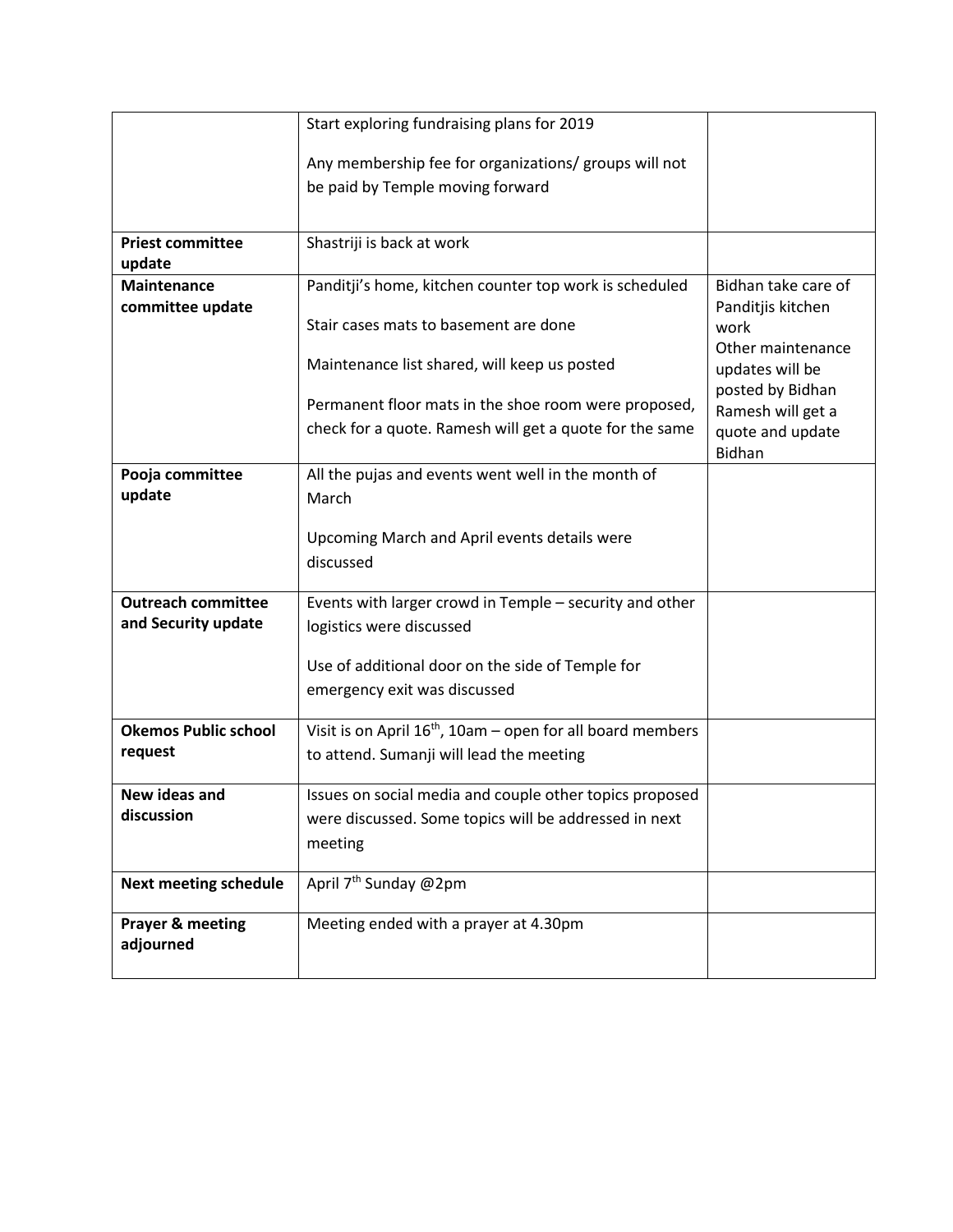| | | |
|---|---|---|
| | Start exploring fundraising plans for 2019<br><br>Any membership fee for organizations/ groups will not be paid by Temple moving forward | |
| **Priest committee update** | Shastriji is back at work | |
| **Maintenance committee update** | Panditji's home, kitchen counter top work is scheduled<br><br>Stair cases mats to basement are done<br><br>Maintenance list shared, will keep us posted<br><br>Permanent floor mats in the shoe room were proposed, check for a quote. Ramesh will get a quote for the same | Bidhan take care of Panditjis kitchen work<br>Other maintenance updates will be posted by Bidhan<br>Ramesh will get a quote and update Bidhan |
| **Pooja committee update** | All the pujas and events went well in the month of March<br><br>Upcoming March and April events details were discussed | |
| **Outreach committee and Security update** | Events with larger crowd in Temple – security and other logistics were discussed<br><br>Use of additional door on the side of Temple for emergency exit was discussed | |
| **Okemos Public school request** | Visit is on April 16th, 10am – open for all board members to attend. Sumanji will lead the meeting | |
| **New ideas and discussion** | Issues on social media and couple other topics proposed were discussed. Some topics will be addressed in next meeting | |
| **Next meeting schedule** | April 7th Sunday @2pm | |
| **Prayer & meeting adjourned** | Meeting ended with a prayer at 4.30pm | |